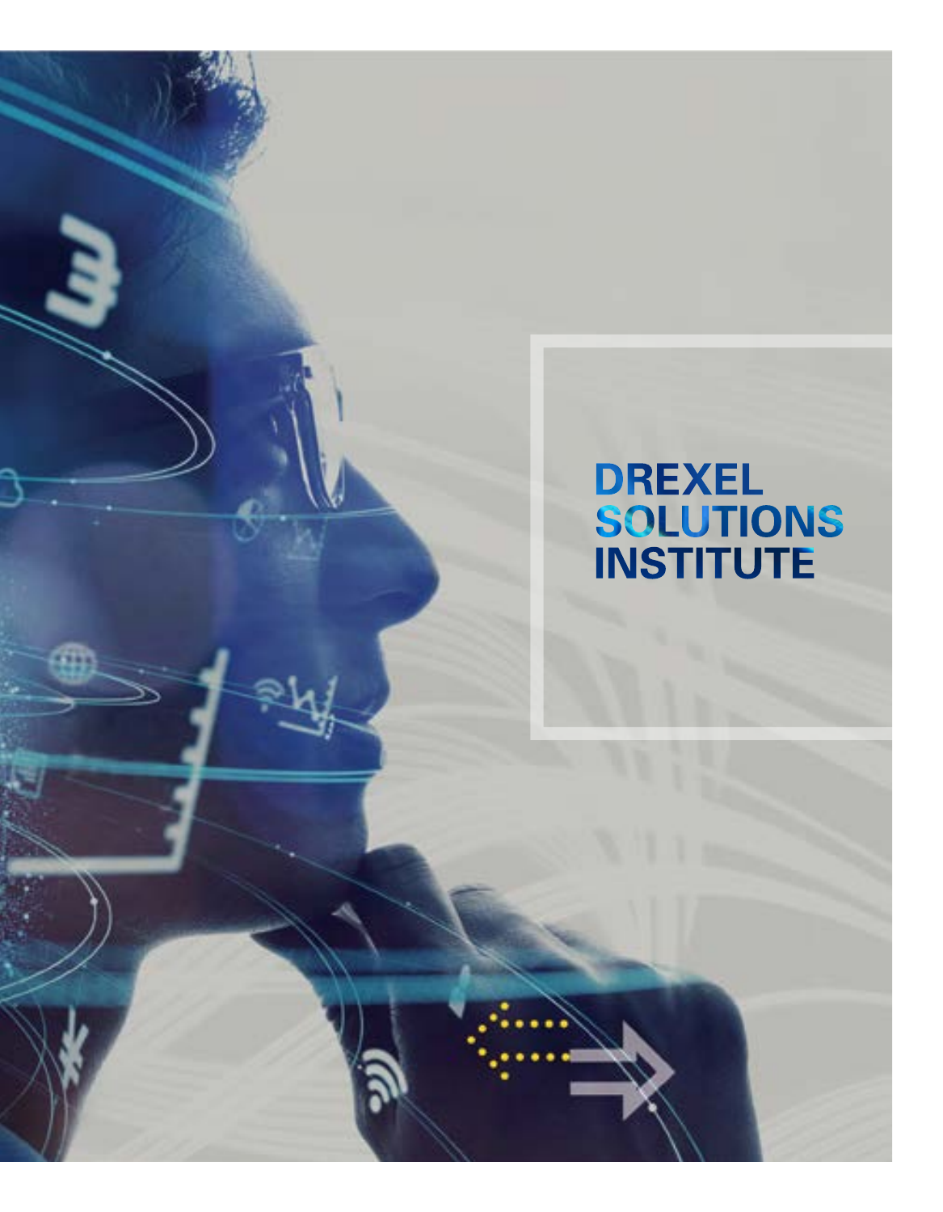# DREXEL SOLUTIONS INSTITUTE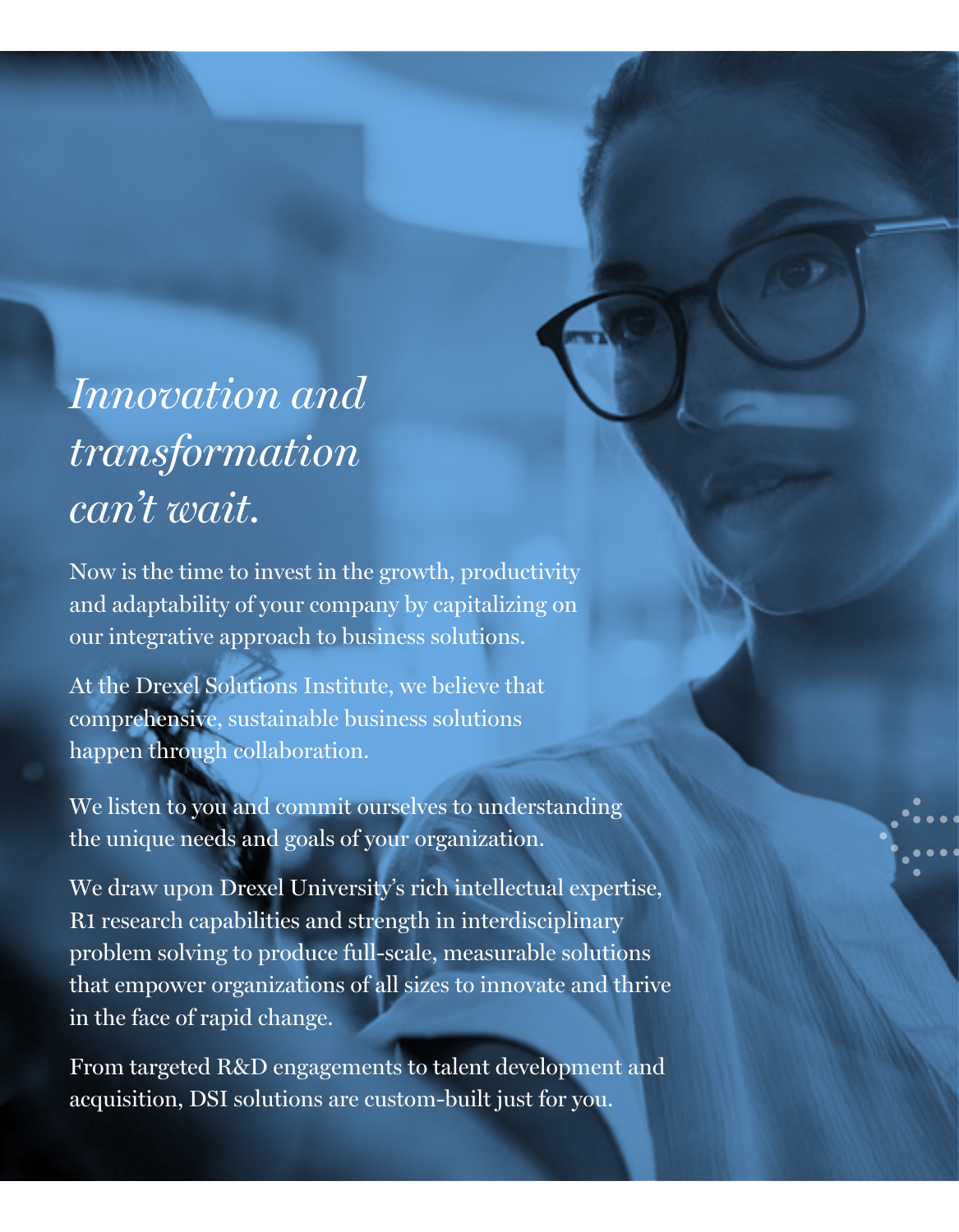# *Innovation and transformation can't wait.*

Now is the time to invest in the growth, productivity and adaptability of your company by capitalizing on our integrative approach to business solutions.

At the Drexel Solutions Institute, we believe that comprehensive, sustainable business solutions happen through collaboration.

We listen to you and commit ourselves to understanding the unique needs and goals of your organization.

We draw upon Drexel University's rich intellectual expertise, R1 research capabilities and strength in interdisciplinary problem solving to produce full-scale, measurable solutions that empower organizations of all sizes to innovate and thrive in the face of rapid change.

From targeted R&D engagements to talent development and acquisition, DSI solutions are custom-built just for you.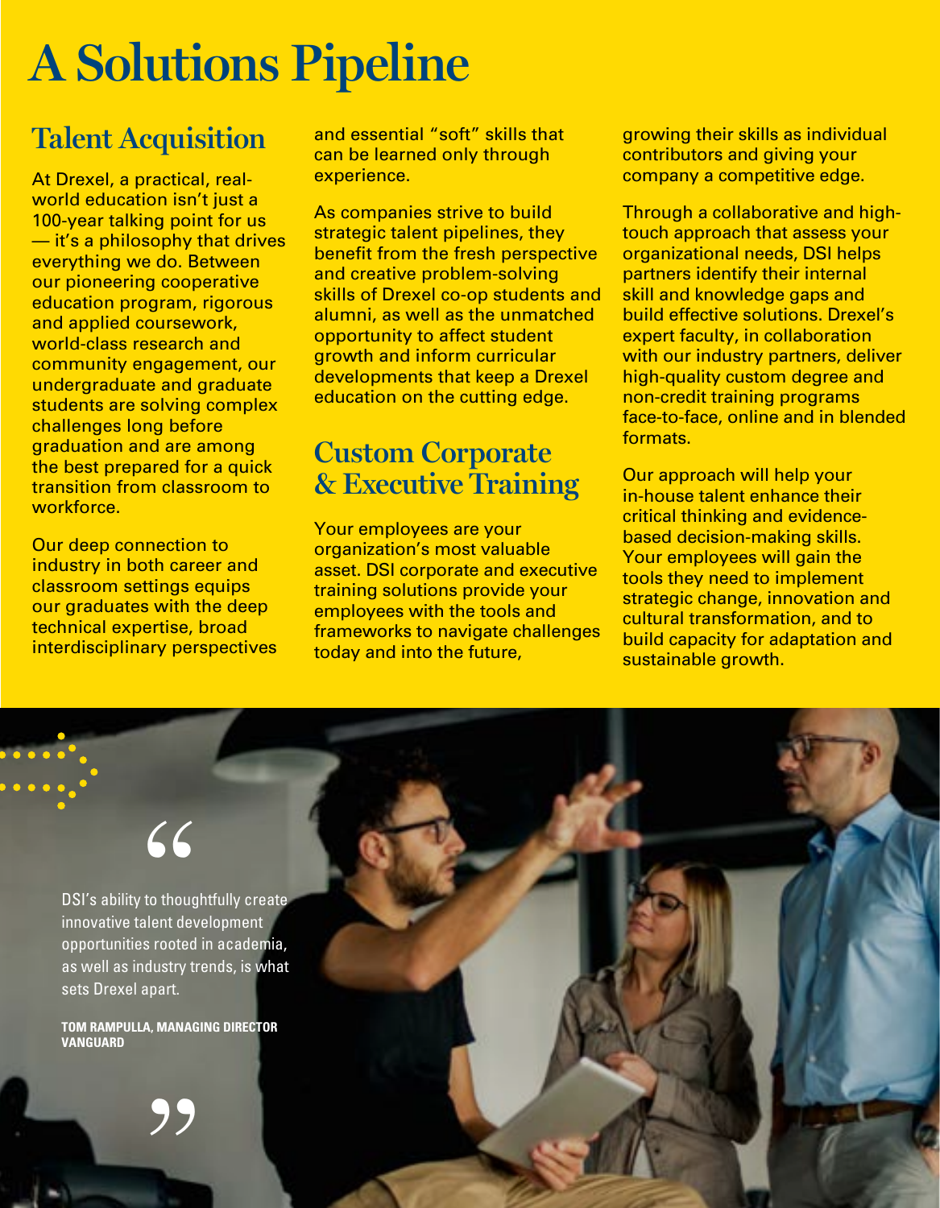# A Solutions Pipeline

## Talent Acquisition

At Drexel, a practical, real-world education isn't just a 100-year talking point for us — it's a philosophy that drives everything we do. Between our pioneering cooperative education program, rigorous and applied coursework, world-class research and community engagement, our undergraduate and graduate students are solving complex challenges long before graduation and are among the best prepared for a quick transition from classroom to workforce.

Our deep connection to industry in both career and classroom settings equips our graduates with the deep technical expertise, broad interdisciplinary perspectives and essential "soft" skills that can be learned only through experience.

As companies strive to build strategic talent pipelines, they benefit from the fresh perspective and creative problem-solving skills of Drexel co-op students and alumni, as well as the unmatched opportunity to affect student growth and inform curricular developments that keep a Drexel education on the cutting edge.

## Custom Corporate & Executive Training

Your employees are your organization's most valuable asset. DSI corporate and executive training solutions provide your employees with the tools and frameworks to navigate challenges today and into the future, growing their skills as individual contributors and giving your company a competitive edge.

Through a collaborative and high-touch approach that assess your organizational needs, DSI helps partners identify their internal skill and knowledge gaps and build effective solutions. Drexel's expert faculty, in collaboration with our industry partners, deliver high-quality custom degree and non-credit training programs face-to-face, online and in blended formats.

Our approach will help your in-house talent enhance their critical thinking and evidence-based decision-making skills. Your employees will gain the tools they need to implement strategic change, innovation and cultural transformation, and to build capacity for adaptation and sustainable growth.

> DSI's ability to thoughtfully create innovative talent development opportunities rooted in academia, as well as industry trends, is what sets Drexel apart.
>
> **TOM RAMPULLA, MANAGING DIRECTOR VANGUARD**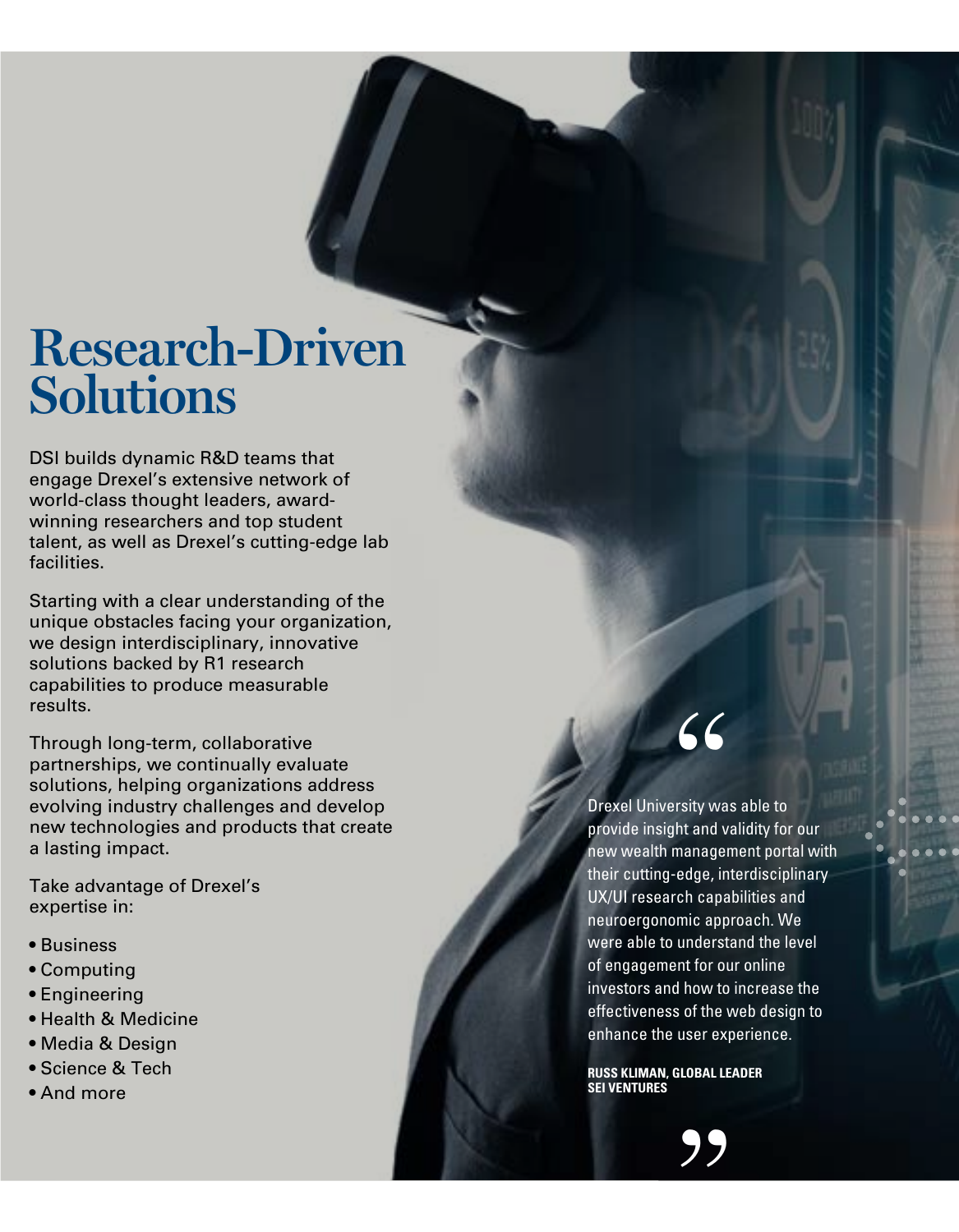# Research-Driven Solutions

DSI builds dynamic R&D teams that engage Drexel's extensive network of world-class thought leaders, award-winning researchers and top student talent, as well as Drexel's cutting-edge lab facilities.

Starting with a clear understanding of the unique obstacles facing your organization, we design interdisciplinary, innovative solutions backed by R1 research capabilities to produce measurable results.

Through long-term, collaborative partnerships, we continually evaluate solutions, helping organizations address evolving industry challenges and develop new technologies and products that create a lasting impact.

Take advantage of Drexel's expertise in:

- Business
- Computing
- Engineering
- Health & Medicine
- Media & Design
- Science & Tech
- And more

> "Drexel University was able to provide insight and validity for our new wealth management portal with their cutting-edge, interdisciplinary UX/UI research capabilities and neuroergonomic approach. We were able to understand the level of engagement for our online investors and how to increase the effectiveness of the web design to enhance the user experience."
>
> **RUSS KLIMAN, GLOBAL LEADER**
> **SEI VENTURES**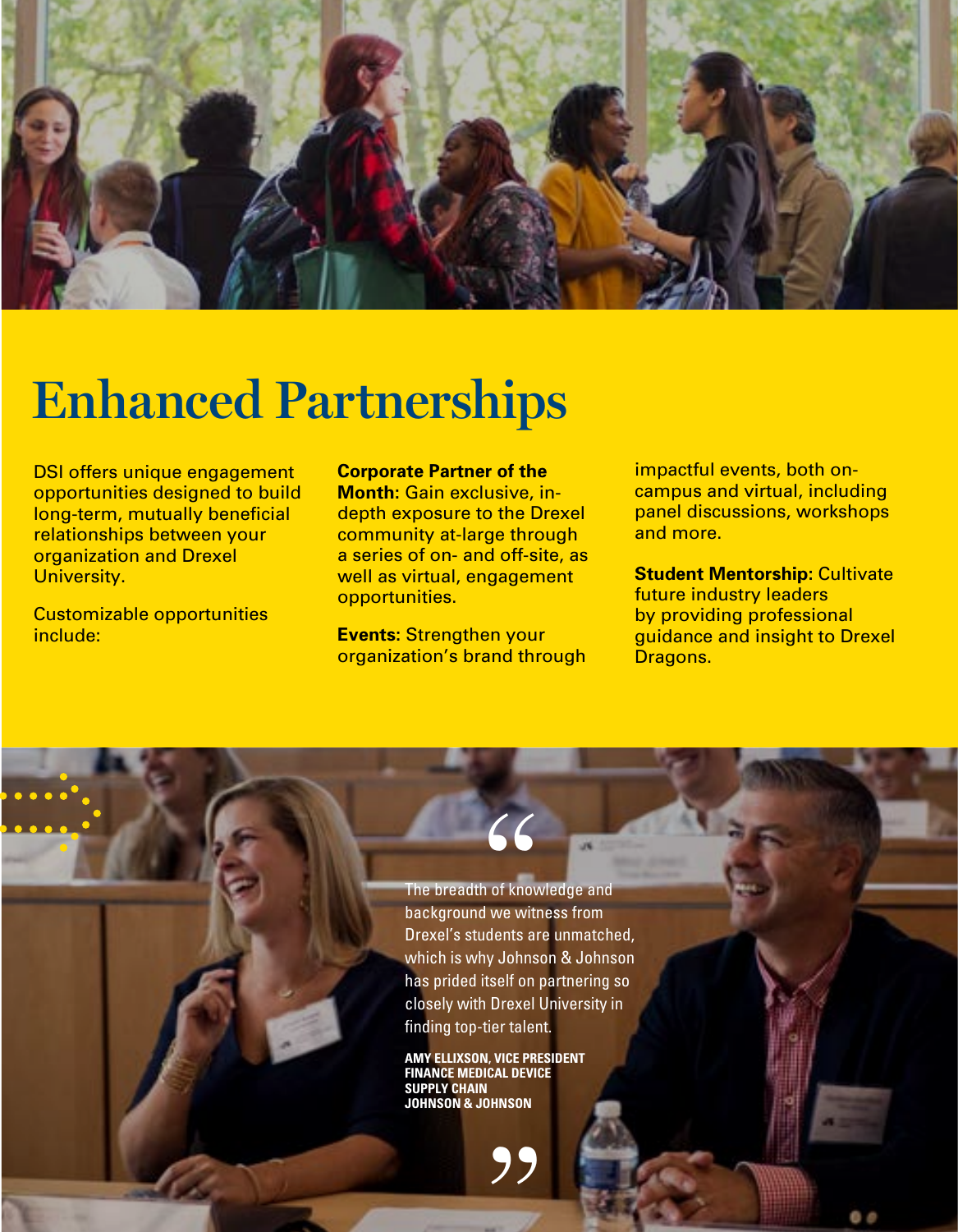# Enhanced Partnerships

DSI offers unique engagement opportunities designed to build long-term, mutually beneficial relationships between your organization and Drexel University.

Customizable opportunities include:

**Corporate Partner of the Month:** Gain exclusive, in-depth exposure to the Drexel community at-large through a series of on- and off-site, as well as virtual, engagement opportunities.

**Events:** Strengthen your organization's brand through impactful events, both on-campus and virtual, including panel discussions, workshops and more.

**Student Mentorship:** Cultivate future industry leaders by providing professional guidance and insight to Drexel Dragons.

> "The breadth of knowledge and background we witness from Drexel's students are unmatched, which is why Johnson & Johnson has prided itself on partnering so closely with Drexel University in finding top-tier talent."
>
> **AMY ELLIXSON, VICE PRESIDENT FINANCE MEDICAL DEVICE SUPPLY CHAIN JOHNSON & JOHNSON**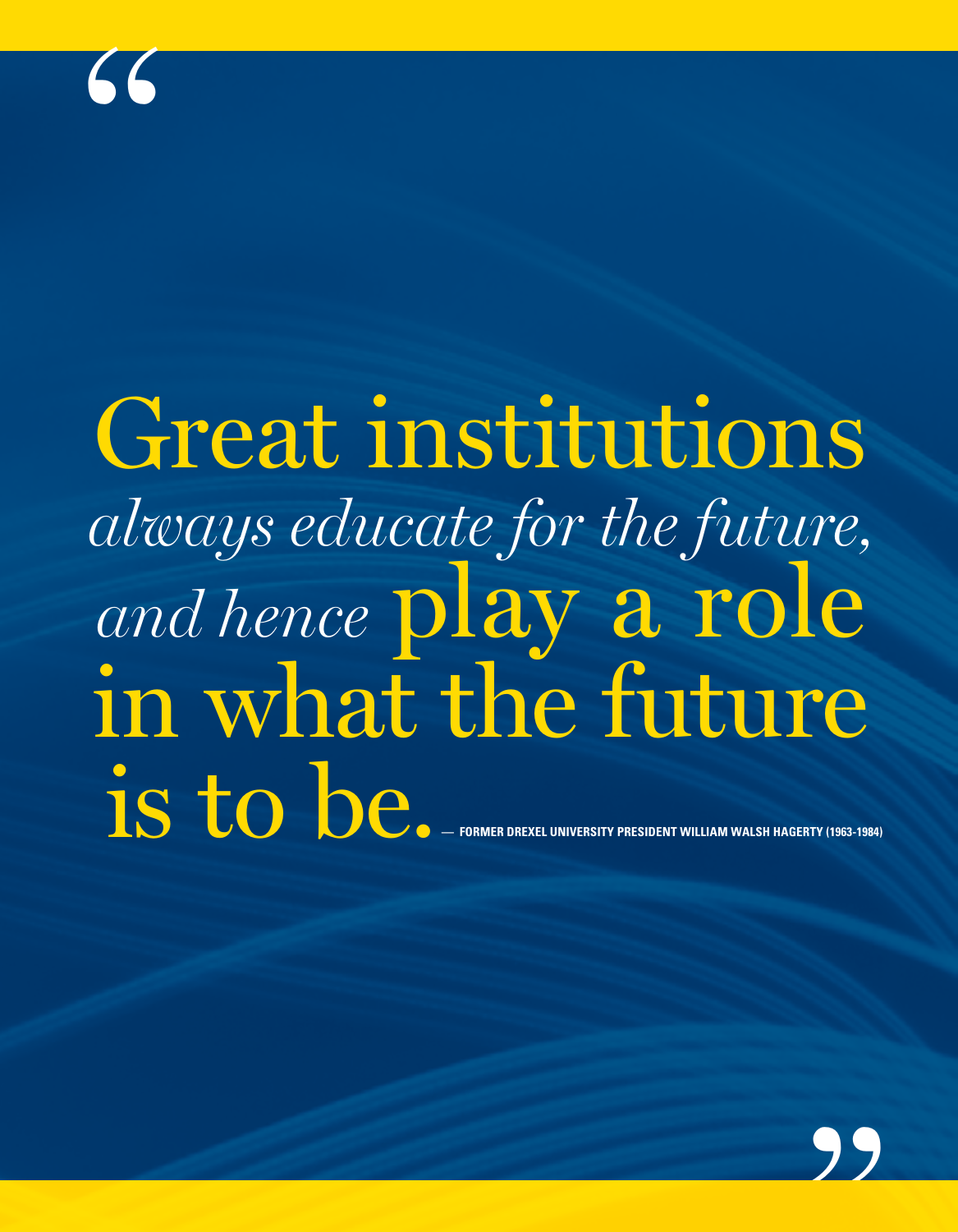"Great institutions *always educate for the future, and hence* play a role in what the future is to be."

— FORMER DREXEL UNIVERSITY PRESIDENT WILLIAM WALSH HAGERTY (1963-1984)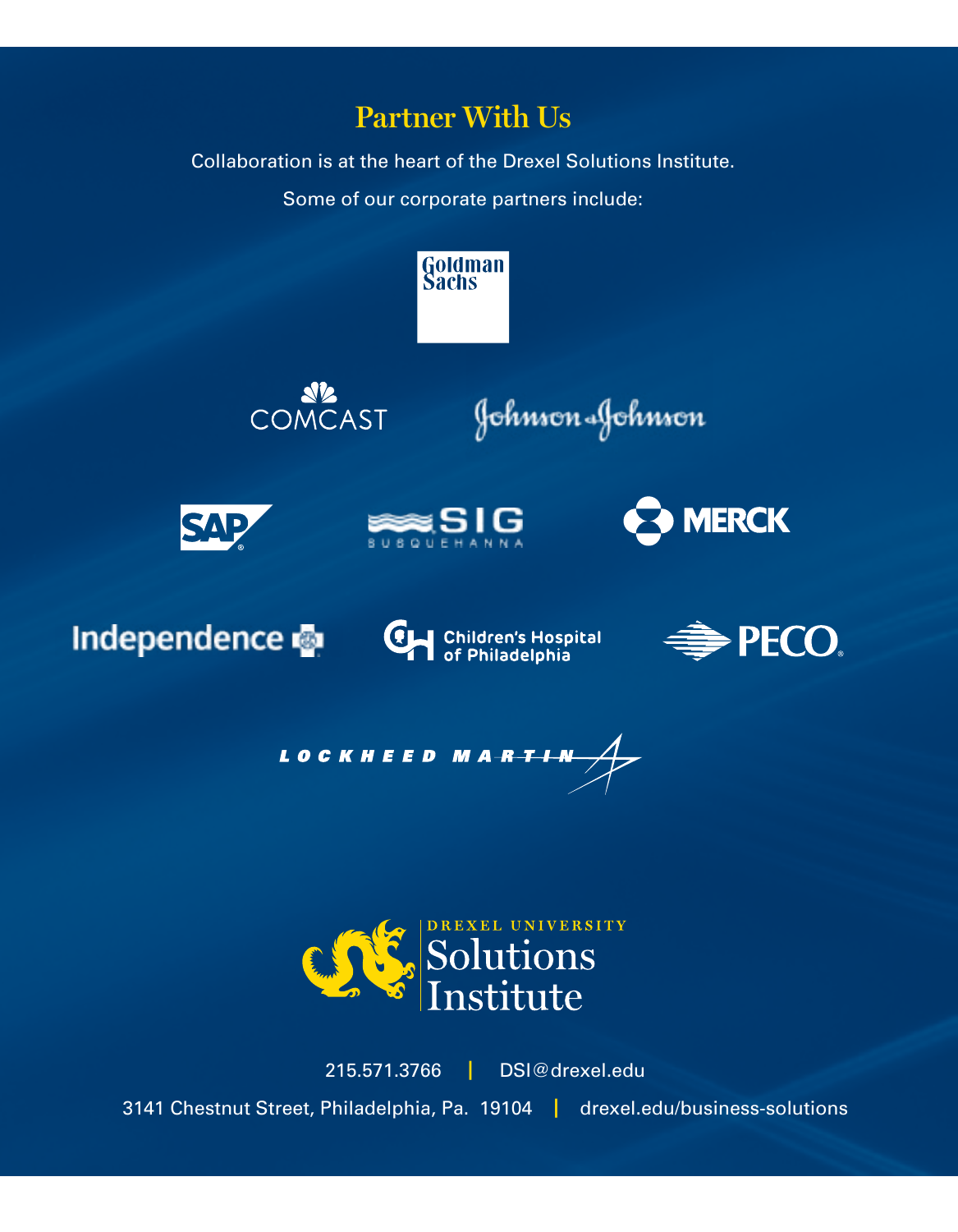## Partner With Us

Collaboration is at the heart of the Drexel Solutions Institute.

Some of our corporate partners include:

Goldman Sachs

Comcast

Johnson & Johnson

SAP

SIG Susquehanna

Merck

Independence

Children's Hospital of Philadelphia

PECO

Lockheed Martin

Drexel University Solutions Institute

215.571.3766 | DSI@drexel.edu

3141 Chestnut Street, Philadelphia, Pa. 19104 | drexel.edu/business-solutions